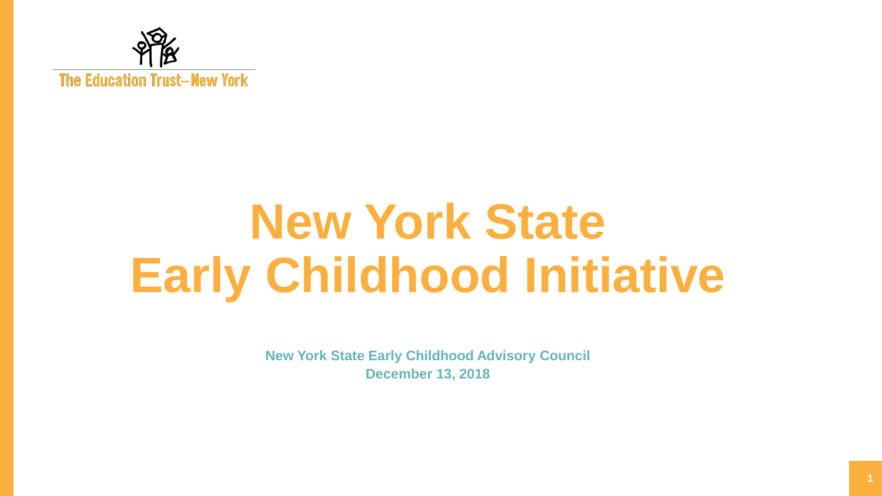The Education Trust–New York

# New York State Early Childhood Initiative

**New York State Early Childhood Advisory Council**
**December 13, 2018**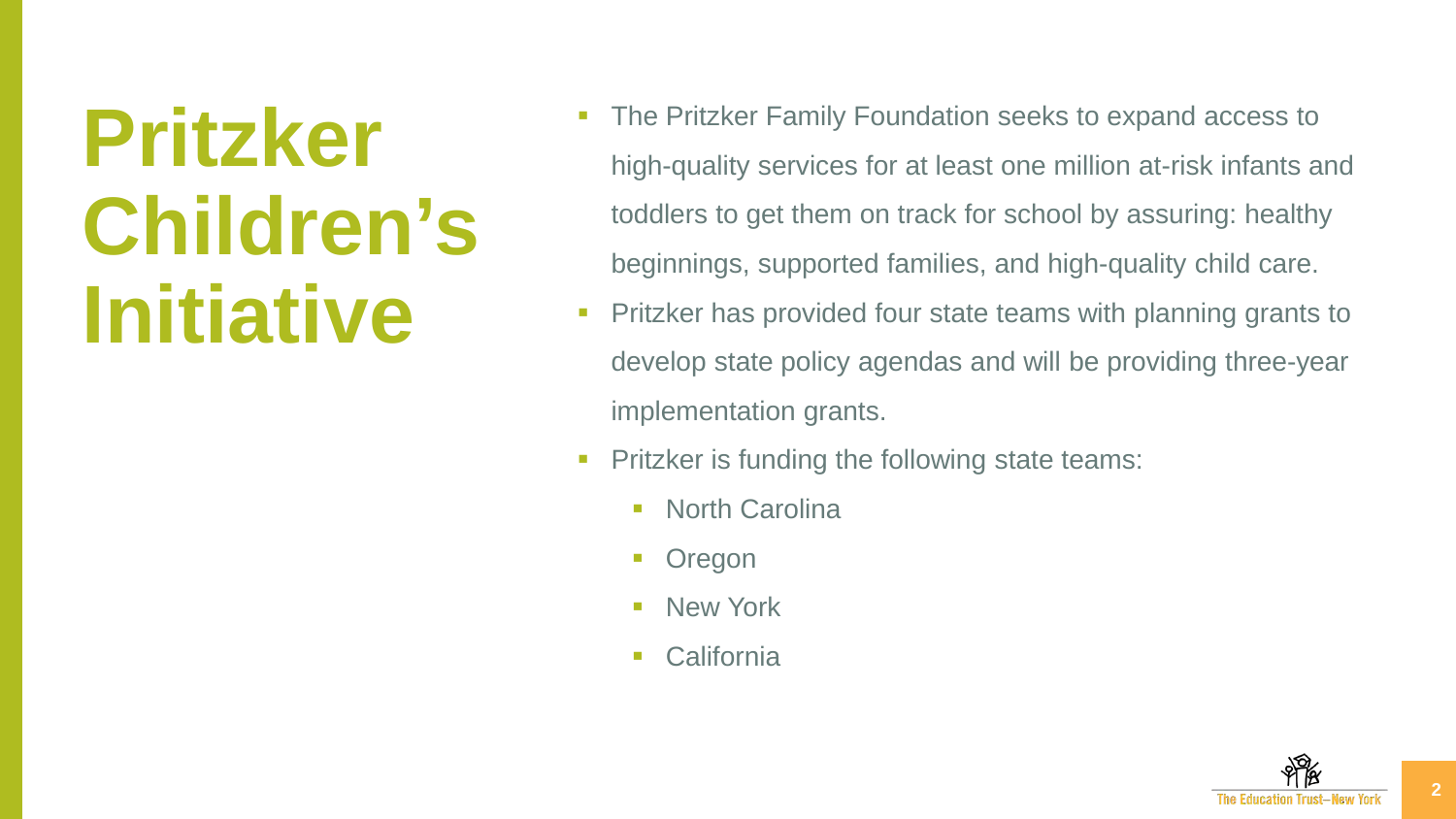# Pritzker Children's Initiative

- The Pritzker Family Foundation seeks to expand access to high-quality services for at least one million at-risk infants and toddlers to get them on track for school by assuring: healthy beginnings, supported families, and high-quality child care.
- Pritzker has provided four state teams with planning grants to develop state policy agendas and will be providing three-year implementation grants.
- Pritzker is funding the following state teams:
  - North Carolina
  - Oregon
  - New York
  - California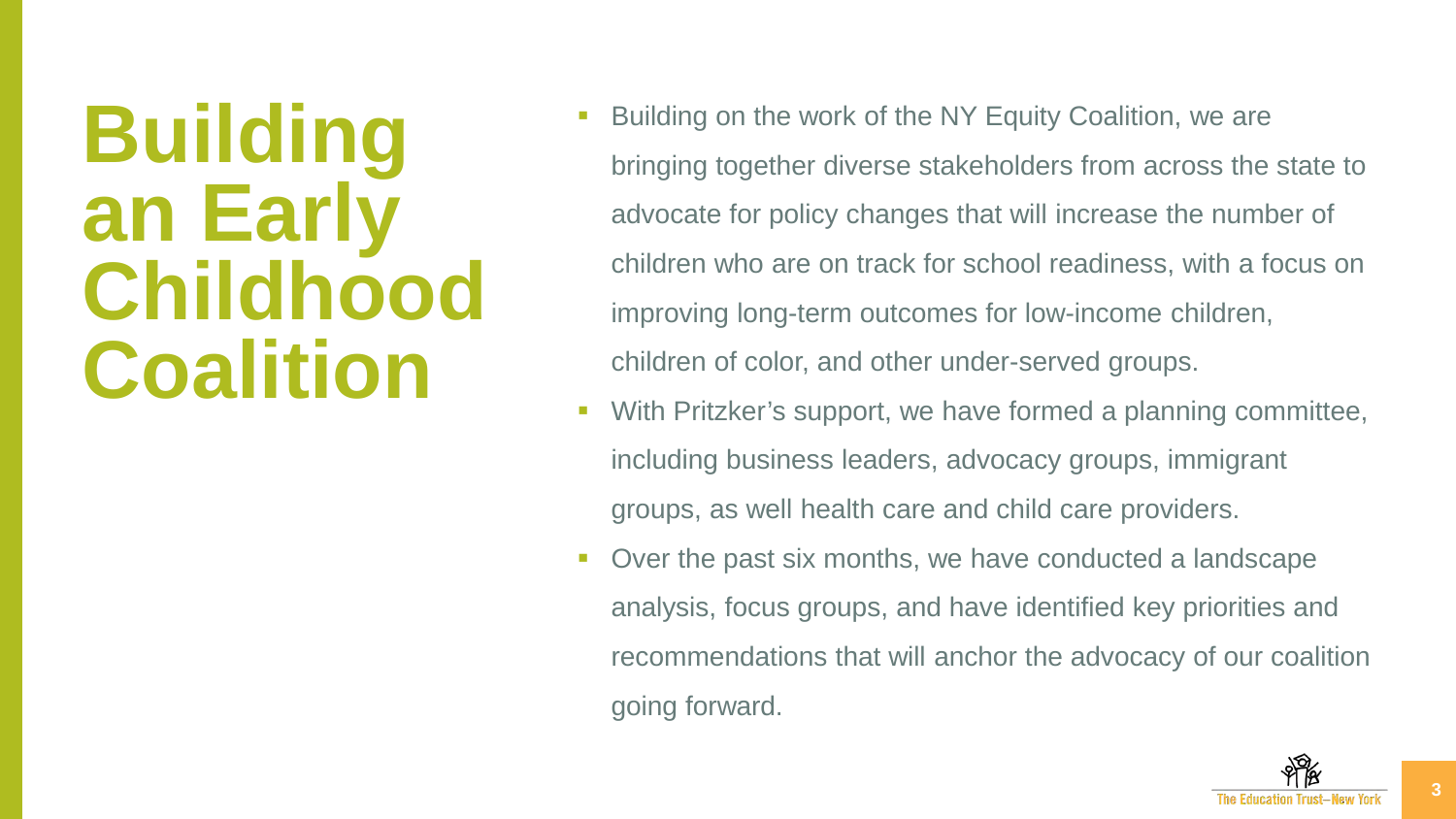# Building an Early Childhood Coalition

- Building on the work of the NY Equity Coalition, we are bringing together diverse stakeholders from across the state to advocate for policy changes that will increase the number of children who are on track for school readiness, with a focus on improving long-term outcomes for low-income children, children of color, and other under-served groups.
- With Pritzker's support, we have formed a planning committee, including business leaders, advocacy groups, immigrant groups, as well health care and child care providers.
- Over the past six months, we have conducted a landscape analysis, focus groups, and have identified key priorities and recommendations that will anchor the advocacy of our coalition going forward.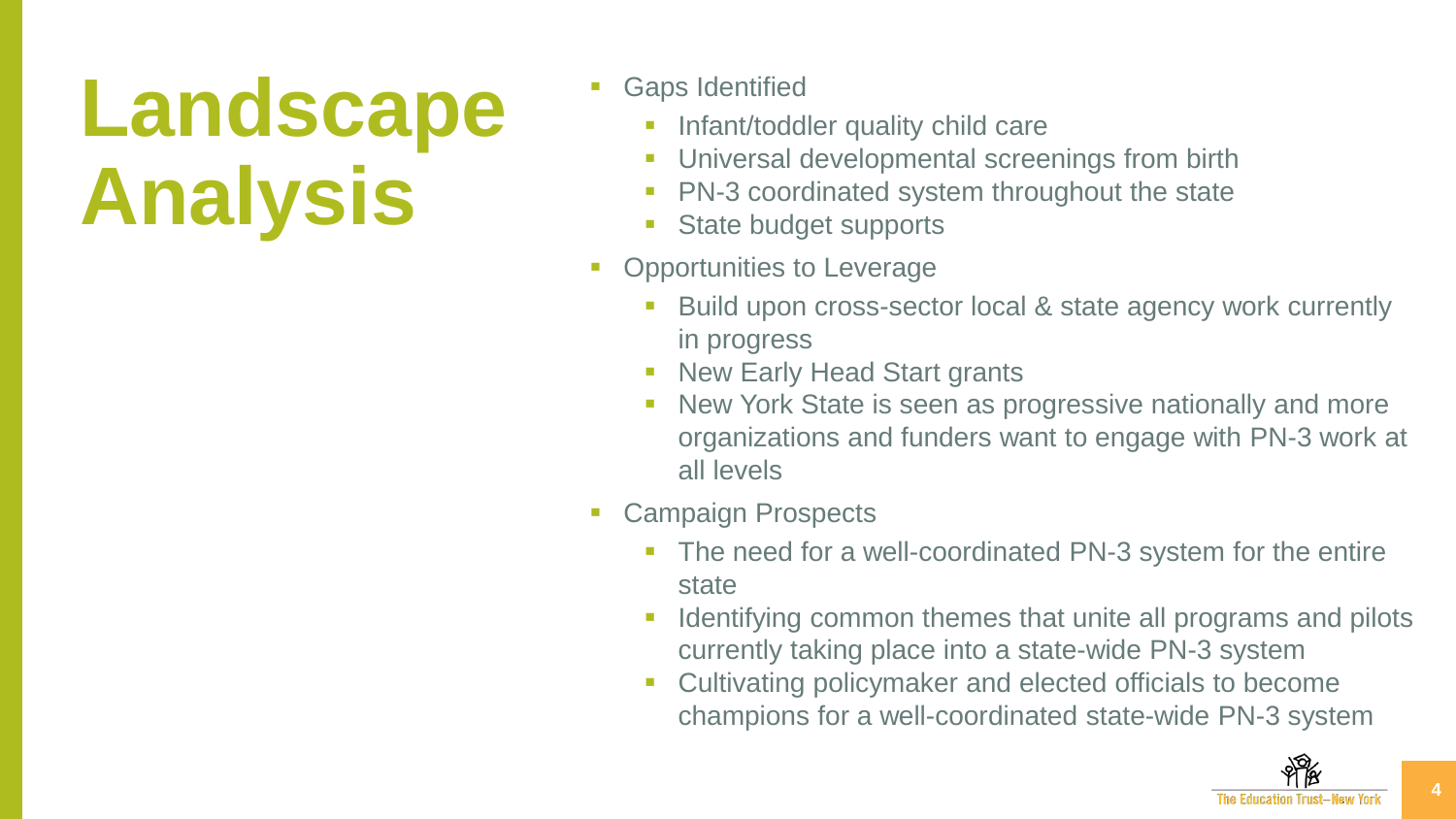# Landscape Analysis

- Gaps Identified
  - Infant/toddler quality child care
  - Universal developmental screenings from birth
  - PN-3 coordinated system throughout the state
  - State budget supports
- Opportunities to Leverage
  - Build upon cross-sector local & state agency work currently in progress
  - New Early Head Start grants
  - New York State is seen as progressive nationally and more organizations and funders want to engage with PN-3 work at all levels
- Campaign Prospects
  - The need for a well-coordinated PN-3 system for the entire state
  - Identifying common themes that unite all programs and pilots currently taking place into a state-wide PN-3 system
  - Cultivating policymaker and elected officials to become champions for a well-coordinated state-wide PN-3 system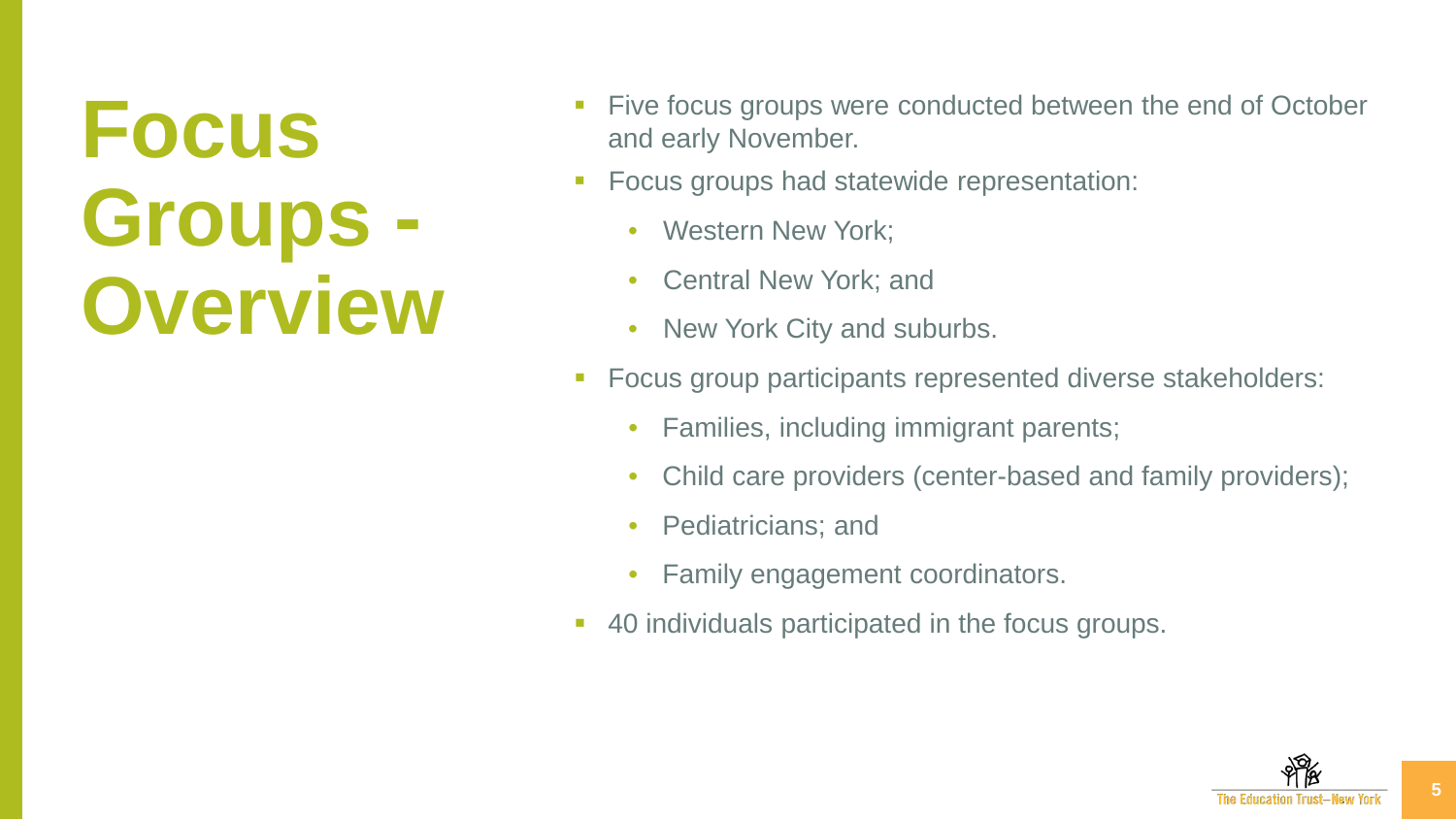# Focus Groups - Overview

- Five focus groups were conducted between the end of October and early November.
- Focus groups had statewide representation:
  - Western New York;
  - Central New York; and
  - New York City and suburbs.
- Focus group participants represented diverse stakeholders:
  - Families, including immigrant parents;
  - Child care providers (center-based and family providers);
  - Pediatricians; and
  - Family engagement coordinators.
- 40 individuals participated in the focus groups.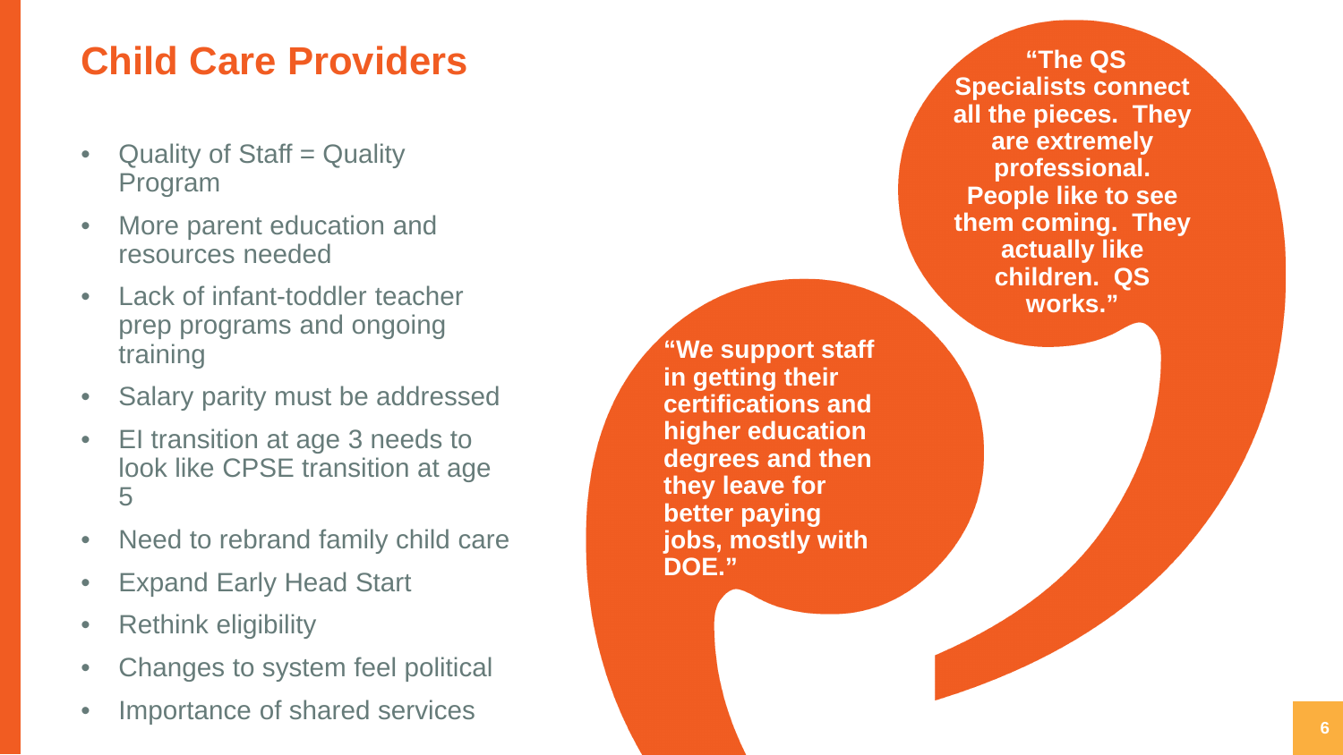# Child Care Providers

- Quality of Staff = Quality Program
- More parent education and resources needed
- Lack of infant-toddler teacher prep programs and ongoing training
- Salary parity must be addressed
- EI transition at age 3 needs to look like CPSE transition at age 5
- Need to rebrand family child care
- Expand Early Head Start
- Rethink eligibility
- Changes to system feel political
- Importance of shared services

**"We support staff in getting their certifications and higher education degrees and then they leave for better paying jobs, mostly with DOE."**

**"The QS Specialists connect all the pieces. They are extremely professional. People like to see them coming. They actually like children. QS works."**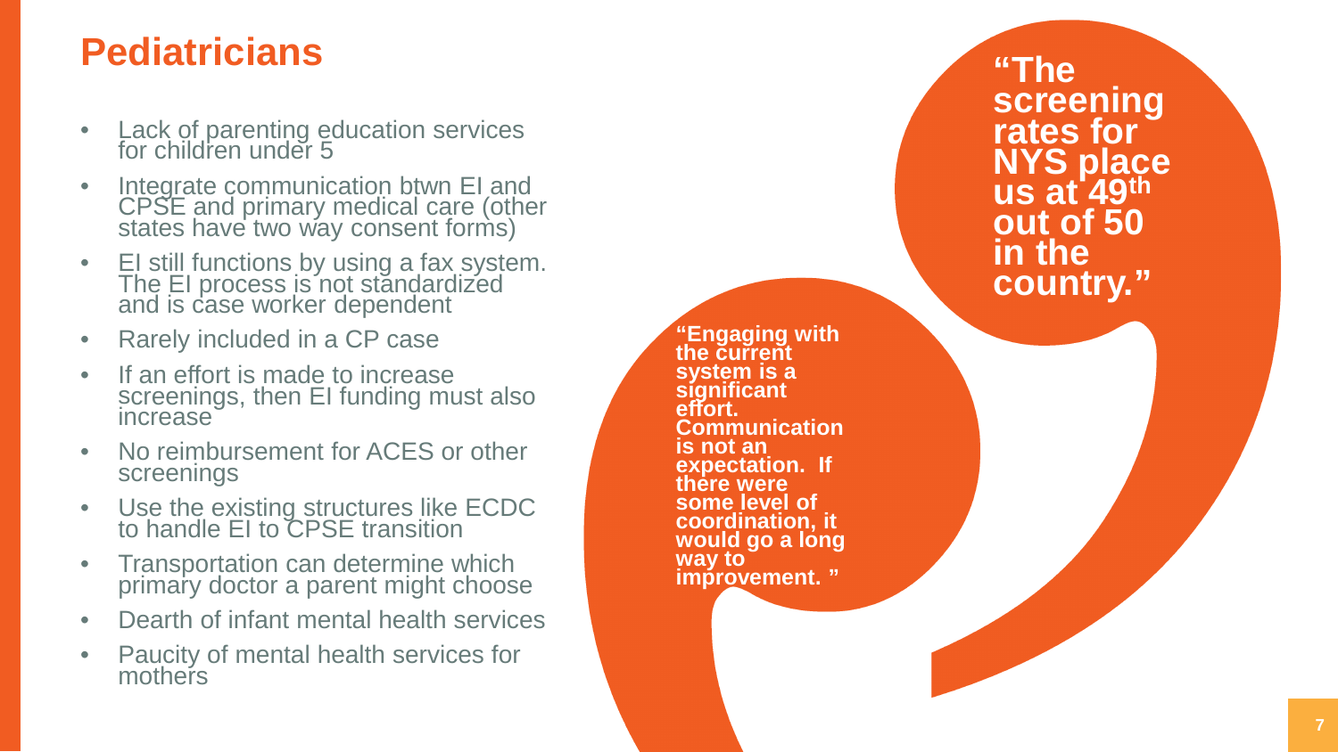# Pediatricians

- Lack of parenting education services for children under 5
- Integrate communication btwn EI and CPSE and primary medical care (other states have two way consent forms)
- EI still functions by using a fax system. The EI process is not standardized and is case worker dependent
- Rarely included in a CP case
- If an effort is made to increase screenings, then EI funding must also increase
- No reimbursement for ACES or other screenings
- Use the existing structures like ECDC to handle EI to CPSE transition
- Transportation can determine which primary doctor a parent might choose
- Dearth of infant mental health services
- Paucity of mental health services for mothers

**"The screening rates for NYS place us at 49th out of 50 in the country."**

**"Engaging with the current system is a significant effort. Communication is not an expectation. If there were some level of coordination, it would go a long way to improvement."**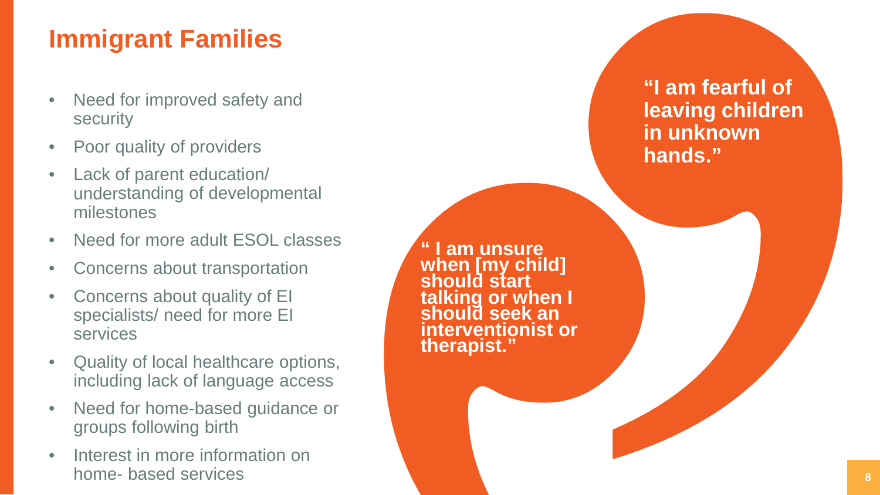# Immigrant Families

- Need for improved safety and security
- Poor quality of providers
- Lack of parent education/ understanding of developmental milestones
- Need for more adult ESOL classes
- Concerns about transportation
- Concerns about quality of EI specialists/ need for more EI services
- Quality of local healthcare options, including lack of language access
- Need for home-based guidance or groups following birth
- Interest in more information on home- based services

**“I am fearful of leaving children in unknown hands.”**

**“ I am unsure when [my child] should start talking or when I should seek an interventionist or therapist.”**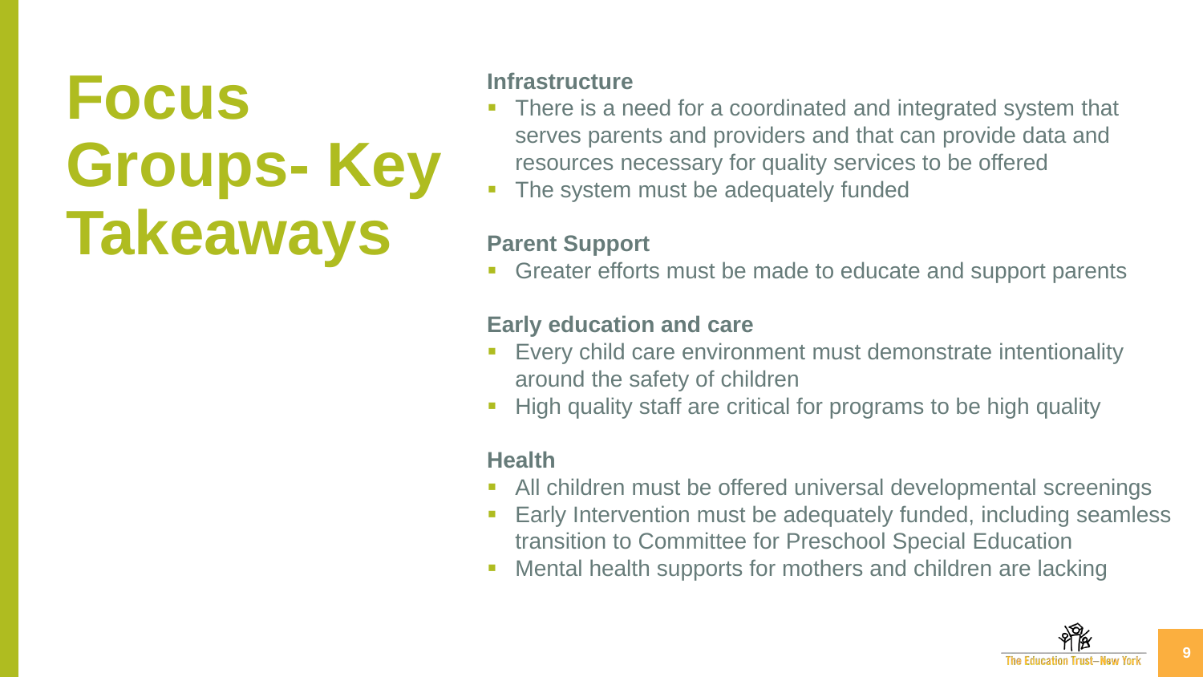# Focus Groups- Key Takeaways

### Infrastructure

- There is a need for a coordinated and integrated system that serves parents and providers and that can provide data and resources necessary for quality services to be offered
- The system must be adequately funded

### Parent Support

- Greater efforts must be made to educate and support parents

### Early education and care

- Every child care environment must demonstrate intentionality around the safety of children
- High quality staff are critical for programs to be high quality

### Health

- All children must be offered universal developmental screenings
- Early Intervention must be adequately funded, including seamless transition to Committee for Preschool Special Education
- Mental health supports for mothers and children are lacking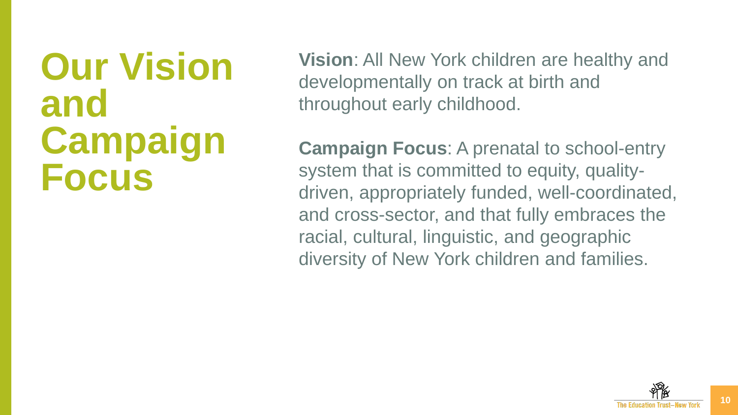# Our Vision and Campaign Focus

**Vision**: All New York children are healthy and developmentally on track at birth and throughout early childhood.

**Campaign Focus**: A prenatal to school-entry system that is committed to equity, quality-driven, appropriately funded, well-coordinated, and cross-sector, and that fully embraces the racial, cultural, linguistic, and geographic diversity of New York children and families.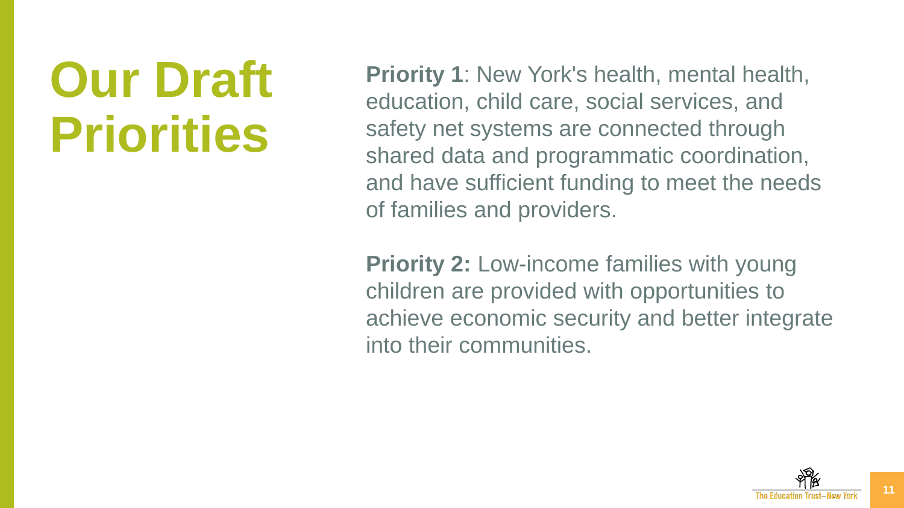# Our Draft Priorities

**Priority 1**: New York's health, mental health, education, child care, social services, and safety net systems are connected through shared data and programmatic coordination, and have sufficient funding to meet the needs of families and providers.

**Priority 2:** Low-income families with young children are provided with opportunities to achieve economic security and better integrate into their communities.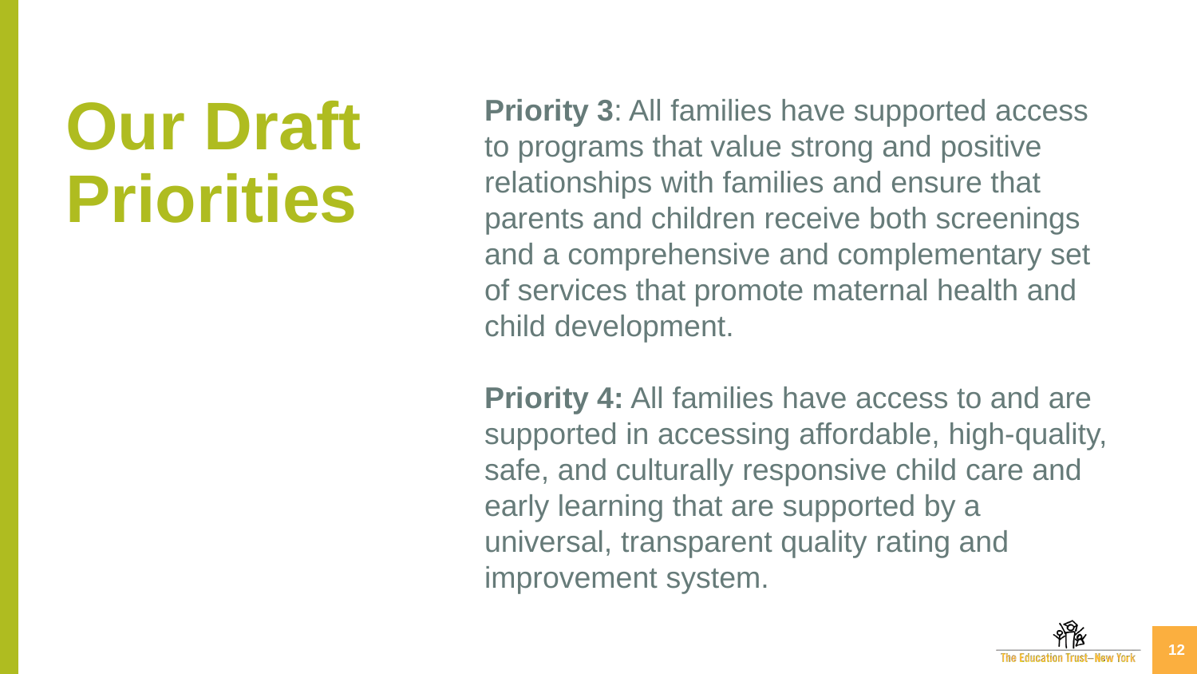# Our Draft Priorities

**Priority 3**: All families have supported access to programs that value strong and positive relationships with families and ensure that parents and children receive both screenings and a comprehensive and complementary set of services that promote maternal health and child development.

**Priority 4:** All families have access to and are supported in accessing affordable, high-quality, safe, and culturally responsive child care and early learning that are supported by a universal, transparent quality rating and improvement system.

The Education Trust–New York